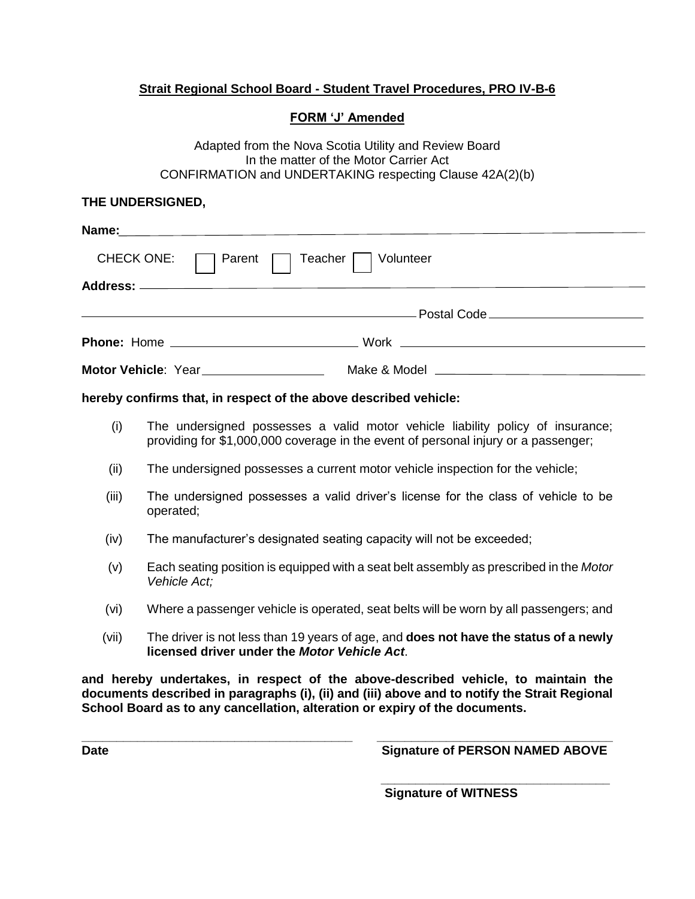**Strait Regional School Board - Student Travel Procedures, PRO IV-B-6**

**FORM 'J' Amended**

Adapted from the Nova Scotia Utility and Review Board
In the matter of the Motor Carrier Act
CONFIRMATION and UNDERTAKING respecting Clause 42A(2)(b)

**THE UNDERSIGNED,**

**Name:** ______________________________________________

CHECK ONE: ☐ Parent ☐ Teacher ☐ Volunteer

**Address:** ______________________________________________

______________________________ Postal Code ______________

**Phone:** Home ______________________ Work ______________________

**Motor Vehicle**: Year ______________ Make & Model ______________________

**hereby confirms that, in respect of the above described vehicle:**

(i) The undersigned possesses a valid motor vehicle liability policy of insurance; providing for $1,000,000 coverage in the event of personal injury or a passenger;

(ii) The undersigned possesses a current motor vehicle inspection for the vehicle;

(iii) The undersigned possesses a valid driver's license for the class of vehicle to be operated;

(iv) The manufacturer's designated seating capacity will not be exceeded;

(v) Each seating position is equipped with a seat belt assembly as prescribed in the *Motor Vehicle Act;*

(vi) Where a passenger vehicle is operated, seat belts will be worn by all passengers; and

(vii) The driver is not less than 19 years of age, and **does not have the status of a newly licensed driver under the *Motor Vehicle Act***.

**and hereby undertakes, in respect of the above-described vehicle, to maintain the documents described in paragraphs (i), (ii) and (iii) above and to notify the Strait Regional School Board as to any cancellation, alteration or expiry of the documents.**

______________________________ ______________________________
**Date** **Signature of PERSON NAMED ABOVE**

______________________________
**Signature of WITNESS**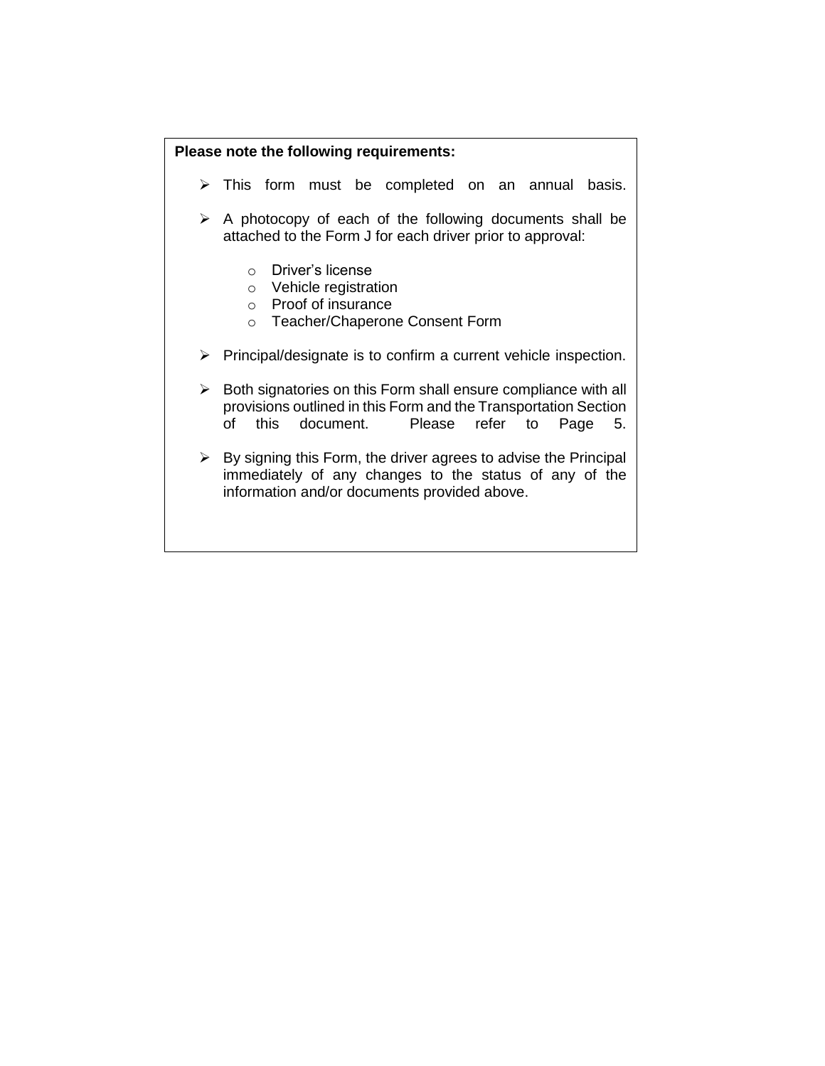**Please note the following requirements:**

- This form must be completed on an annual basis.
- A photocopy of each of the following documents shall be attached to the Form J for each driver prior to approval:
  - Driver's license
  - Vehicle registration
  - Proof of insurance
  - Teacher/Chaperone Consent Form
- Principal/designate is to confirm a current vehicle inspection.
- Both signatories on this Form shall ensure compliance with all provisions outlined in this Form and the Transportation Section of this document. Please refer to Page 5.
- By signing this Form, the driver agrees to advise the Principal immediately of any changes to the status of any of the information and/or documents provided above.